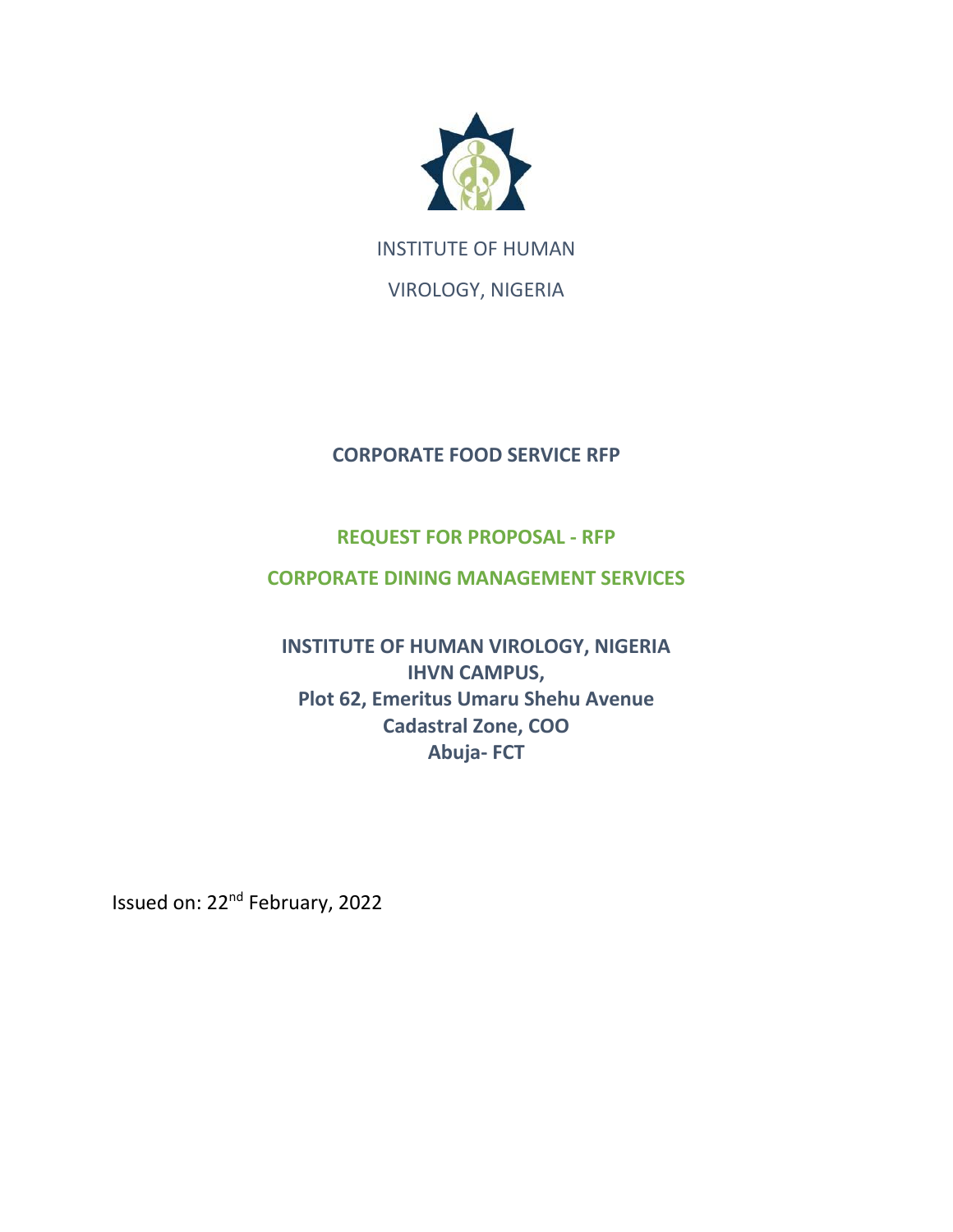INSTITUTE OF HUMAN

VIROLOGY, NIGERIA

# CORPORATE FOOD SERVICE RFP

## REQUEST FOR PROPOSAL - RFP

## CORPORATE DINING MANAGEMENT SERVICES

**INSTITUTE OF HUMAN VIROLOGY, NIGERIA**
**IHVN CAMPUS,**
**Plot 62, Emeritus Umaru Shehu Avenue**
**Cadastral Zone, COO**
**Abuja- FCT**

Issued on: 22nd February, 2022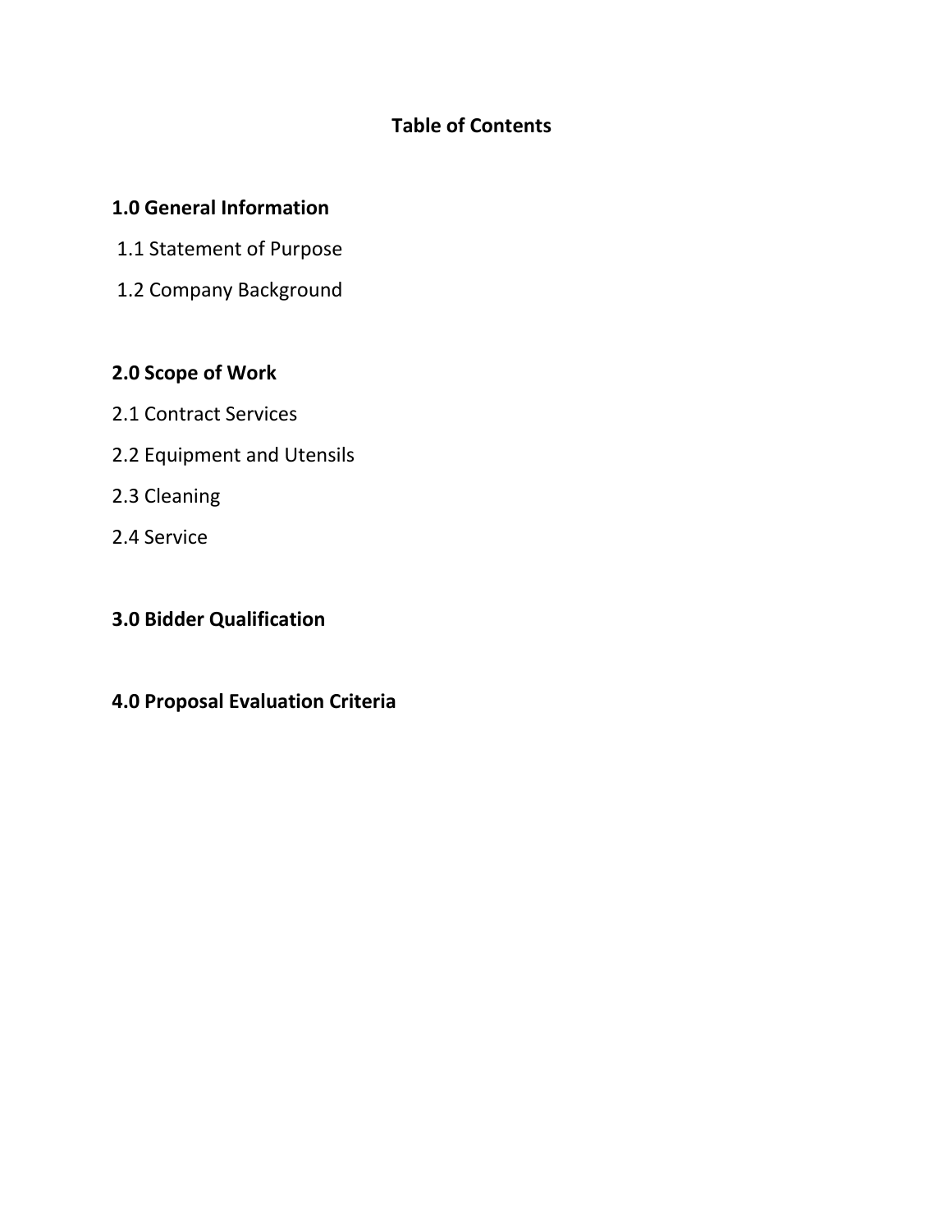# Table of Contents

## 1.0 General Information

1.1 Statement of Purpose

1.2 Company Background

## 2.0 Scope of Work

2.1 Contract Services

2.2 Equipment and Utensils

2.3 Cleaning

2.4 Service

## 3.0 Bidder Qualification

## 4.0 Proposal Evaluation Criteria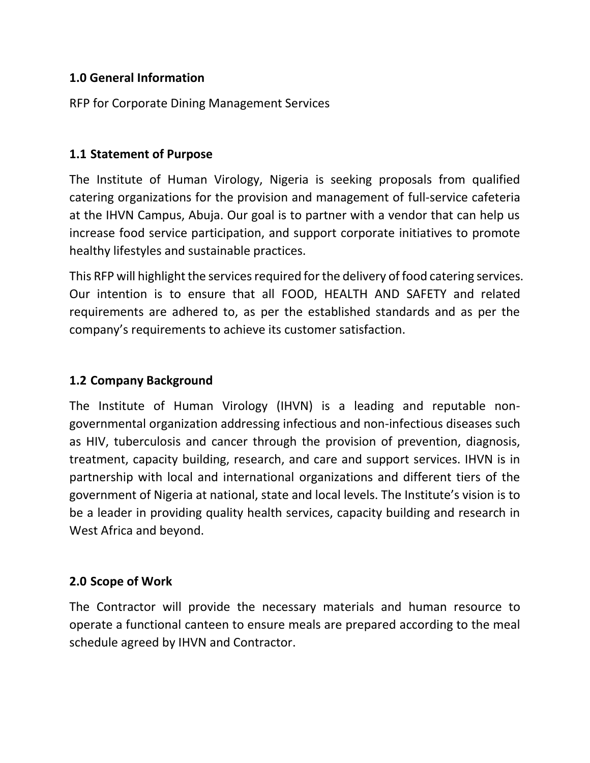## 1.0 General Information

RFP for Corporate Dining Management Services

### 1.1 Statement of Purpose

The Institute of Human Virology, Nigeria is seeking proposals from qualified catering organizations for the provision and management of full-service cafeteria at the IHVN Campus, Abuja. Our goal is to partner with a vendor that can help us increase food service participation, and support corporate initiatives to promote healthy lifestyles and sustainable practices.

This RFP will highlight the services required for the delivery of food catering services. Our intention is to ensure that all FOOD, HEALTH AND SAFETY and related requirements are adhered to, as per the established standards and as per the company's requirements to achieve its customer satisfaction.

### 1.2 Company Background

The Institute of Human Virology (IHVN) is a leading and reputable non-governmental organization addressing infectious and non-infectious diseases such as HIV, tuberculosis and cancer through the provision of prevention, diagnosis, treatment, capacity building, research, and care and support services. IHVN is in partnership with local and international organizations and different tiers of the government of Nigeria at national, state and local levels. The Institute's vision is to be a leader in providing quality health services, capacity building and research in West Africa and beyond.

## 2.0 Scope of Work

The Contractor will provide the necessary materials and human resource to operate a functional canteen to ensure meals are prepared according to the meal schedule agreed by IHVN and Contractor.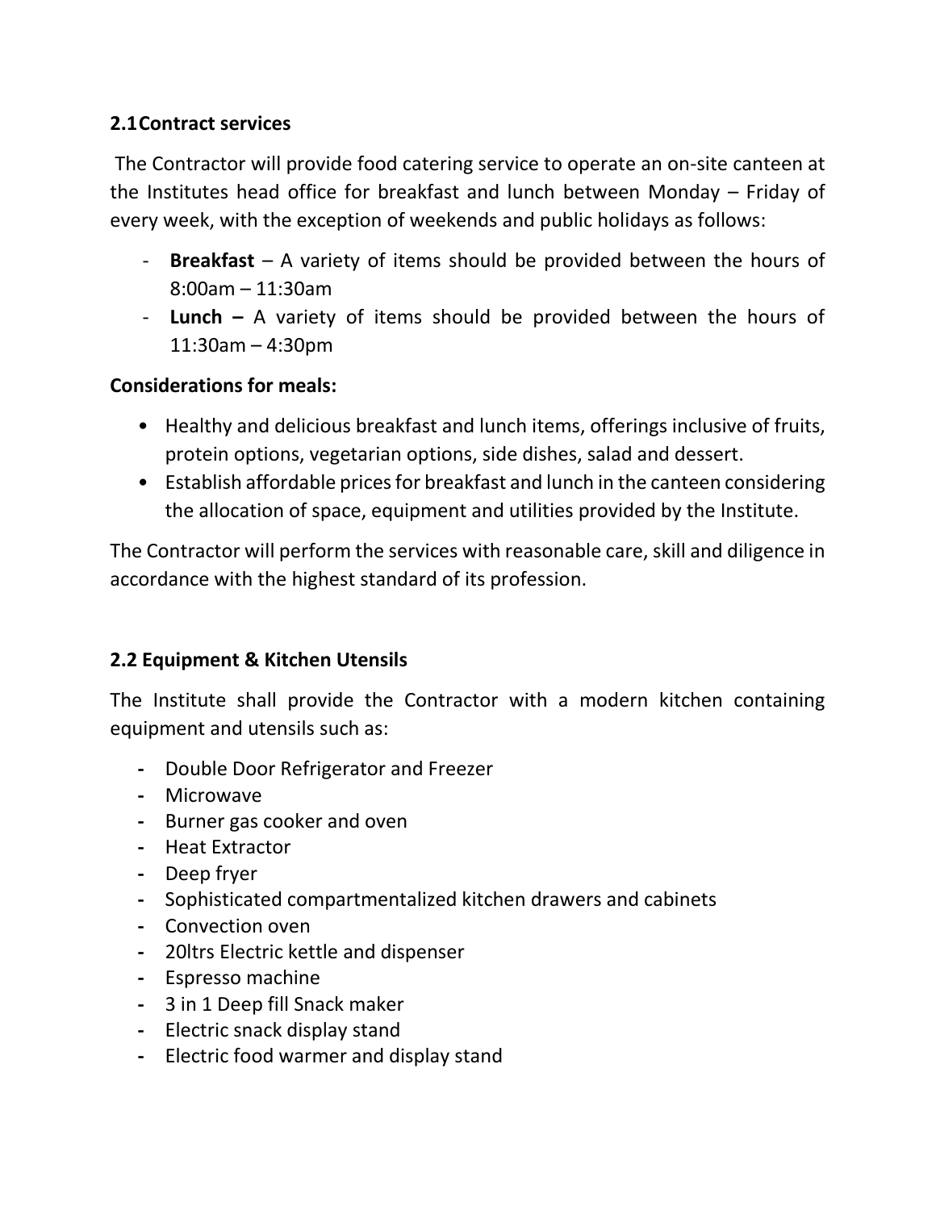## 2.1 Contract services

The Contractor will provide food catering service to operate an on-site canteen at the Institutes head office for breakfast and lunch between Monday – Friday of every week, with the exception of weekends and public holidays as follows:

- **Breakfast** – A variety of items should be provided between the hours of 8:00am – 11:30am
- **Lunch –** A variety of items should be provided between the hours of 11:30am – 4:30pm

**Considerations for meals:**

- Healthy and delicious breakfast and lunch items, offerings inclusive of fruits, protein options, vegetarian options, side dishes, salad and dessert.
- Establish affordable prices for breakfast and lunch in the canteen considering the allocation of space, equipment and utilities provided by the Institute.

The Contractor will perform the services with reasonable care, skill and diligence in accordance with the highest standard of its profession.

## 2.2 Equipment & Kitchen Utensils

The Institute shall provide the Contractor with a modern kitchen containing equipment and utensils such as:

- Double Door Refrigerator and Freezer
- Microwave
- Burner gas cooker and oven
- Heat Extractor
- Deep fryer
- Sophisticated compartmentalized kitchen drawers and cabinets
- Convection oven
- 20ltrs Electric kettle and dispenser
- Espresso machine
- 3 in 1 Deep fill Snack maker
- Electric snack display stand
- Electric food warmer and display stand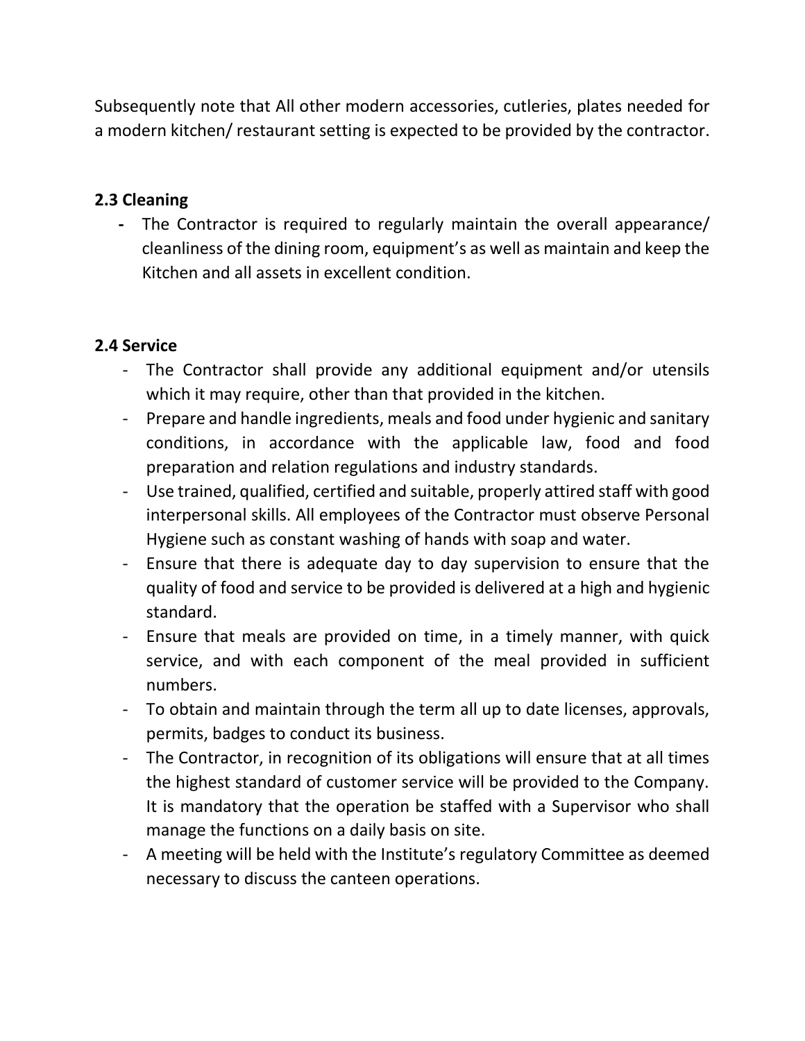Subsequently note that All other modern accessories, cutleries, plates needed for a modern kitchen/ restaurant setting is expected to be provided by the contractor.

### 2.3 Cleaning

- The Contractor is required to regularly maintain the overall appearance/ cleanliness of the dining room, equipment's as well as maintain and keep the Kitchen and all assets in excellent condition.

### 2.4 Service

- The Contractor shall provide any additional equipment and/or utensils which it may require, other than that provided in the kitchen.
- Prepare and handle ingredients, meals and food under hygienic and sanitary conditions, in accordance with the applicable law, food and food preparation and relation regulations and industry standards.
- Use trained, qualified, certified and suitable, properly attired staff with good interpersonal skills. All employees of the Contractor must observe Personal Hygiene such as constant washing of hands with soap and water.
- Ensure that there is adequate day to day supervision to ensure that the quality of food and service to be provided is delivered at a high and hygienic standard.
- Ensure that meals are provided on time, in a timely manner, with quick service, and with each component of the meal provided in sufficient numbers.
- To obtain and maintain through the term all up to date licenses, approvals, permits, badges to conduct its business.
- The Contractor, in recognition of its obligations will ensure that at all times the highest standard of customer service will be provided to the Company. It is mandatory that the operation be staffed with a Supervisor who shall manage the functions on a daily basis on site.
- A meeting will be held with the Institute's regulatory Committee as deemed necessary to discuss the canteen operations.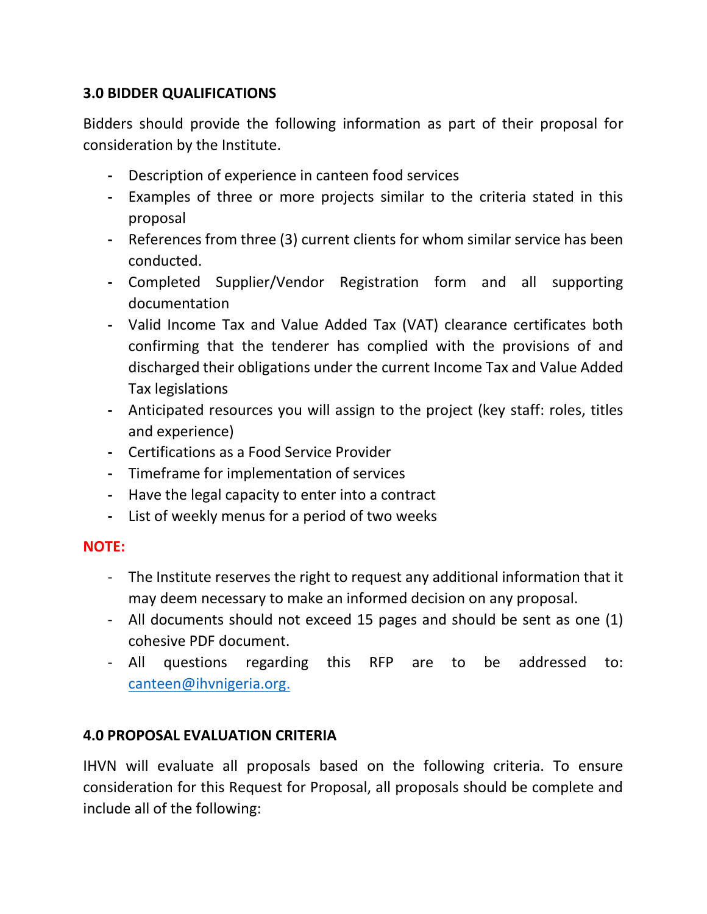### 3.0 BIDDER QUALIFICATIONS

Bidders should provide the following information as part of their proposal for consideration by the Institute.

- Description of experience in canteen food services
- Examples of three or more projects similar to the criteria stated in this proposal
- References from three (3) current clients for whom similar service has been conducted.
- Completed Supplier/Vendor Registration form and all supporting documentation
- Valid Income Tax and Value Added Tax (VAT) clearance certificates both confirming that the tenderer has complied with the provisions of and discharged their obligations under the current Income Tax and Value Added Tax legislations
- Anticipated resources you will assign to the project (key staff: roles, titles and experience)
- Certifications as a Food Service Provider
- Timeframe for implementation of services
- Have the legal capacity to enter into a contract
- List of weekly menus for a period of two weeks

**NOTE:**

- The Institute reserves the right to request any additional information that it may deem necessary to make an informed decision on any proposal.
- All documents should not exceed 15 pages and should be sent as one (1) cohesive PDF document.
- All questions regarding this RFP are to be addressed to: canteen@ihvnigeria.org.

### 4.0 PROPOSAL EVALUATION CRITERIA

IHVN will evaluate all proposals based on the following criteria. To ensure consideration for this Request for Proposal, all proposals should be complete and include all of the following: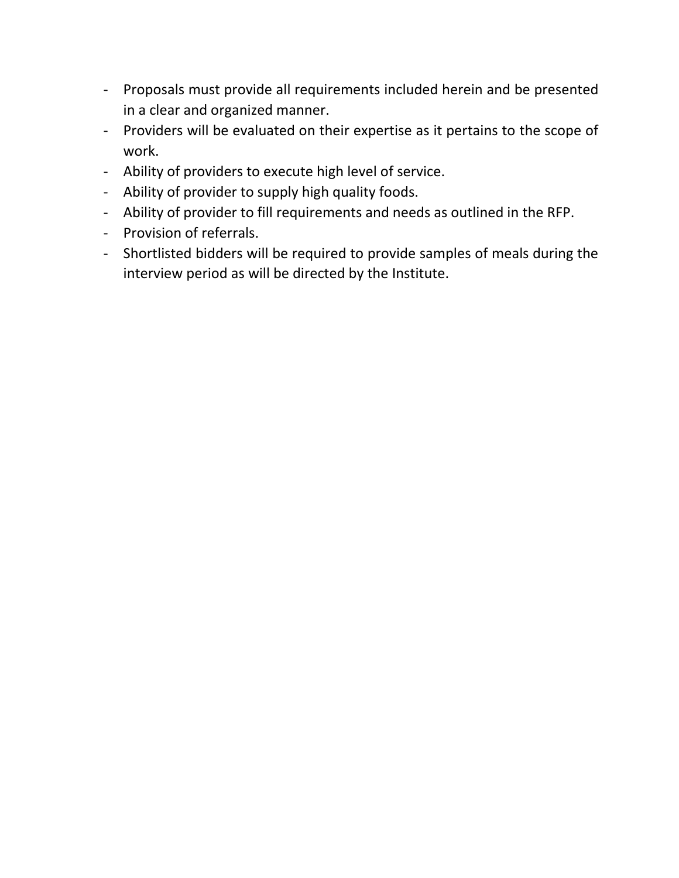- Proposals must provide all requirements included herein and be presented in a clear and organized manner.
- Providers will be evaluated on their expertise as it pertains to the scope of work.
- Ability of providers to execute high level of service.
- Ability of provider to supply high quality foods.
- Ability of provider to fill requirements and needs as outlined in the RFP.
- Provision of referrals.
- Shortlisted bidders will be required to provide samples of meals during the interview period as will be directed by the Institute.